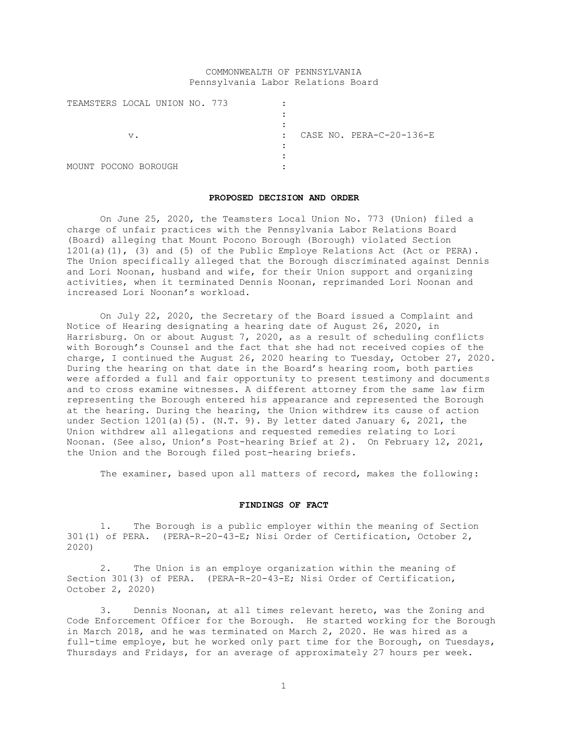COMMONWEALTH OF PENNSYLVANIA
Pennsylvania Labor Relations Board

| | | |
|---|---|---|
| TEAMSTERS LOCAL UNION NO. 773 | : | |
| v. | : | CASE NO. PERA-C-20-136-E |
| MOUNT POCONO BOROUGH | : | |

**PROPOSED DECISION AND ORDER**

On June 25, 2020, the Teamsters Local Union No. 773 (Union) filed a charge of unfair practices with the Pennsylvania Labor Relations Board (Board) alleging that Mount Pocono Borough (Borough) violated Section 1201(a)(1), (3) and (5) of the Public Employe Relations Act (Act or PERA). The Union specifically alleged that the Borough discriminated against Dennis and Lori Noonan, husband and wife, for their Union support and organizing activities, when it terminated Dennis Noonan, reprimanded Lori Noonan and increased Lori Noonan's workload.

On July 22, 2020, the Secretary of the Board issued a Complaint and Notice of Hearing designating a hearing date of August 26, 2020, in Harrisburg. On or about August 7, 2020, as a result of scheduling conflicts with Borough's Counsel and the fact that she had not received copies of the charge, I continued the August 26, 2020 hearing to Tuesday, October 27, 2020. During the hearing on that date in the Board's hearing room, both parties were afforded a full and fair opportunity to present testimony and documents and to cross examine witnesses. A different attorney from the same law firm representing the Borough entered his appearance and represented the Borough at the hearing. During the hearing, the Union withdrew its cause of action under Section 1201(a)(5). (N.T. 9). By letter dated January 6, 2021, the Union withdrew all allegations and requested remedies relating to Lori Noonan. (See also, Union's Post-hearing Brief at 2). On February 12, 2021, the Union and the Borough filed post-hearing briefs.

The examiner, based upon all matters of record, makes the following:

**FINDINGS OF FACT**

1. The Borough is a public employer within the meaning of Section 301(1) of PERA. (PERA-R-20-43-E; Nisi Order of Certification, October 2, 2020)

2. The Union is an employe organization within the meaning of Section 301(3) of PERA. (PERA-R-20-43-E; Nisi Order of Certification, October 2, 2020)

3. Dennis Noonan, at all times relevant hereto, was the Zoning and Code Enforcement Officer for the Borough. He started working for the Borough in March 2018, and he was terminated on March 2, 2020. He was hired as a full-time employe, but he worked only part time for the Borough, on Tuesdays, Thursdays and Fridays, for an average of approximately 27 hours per week.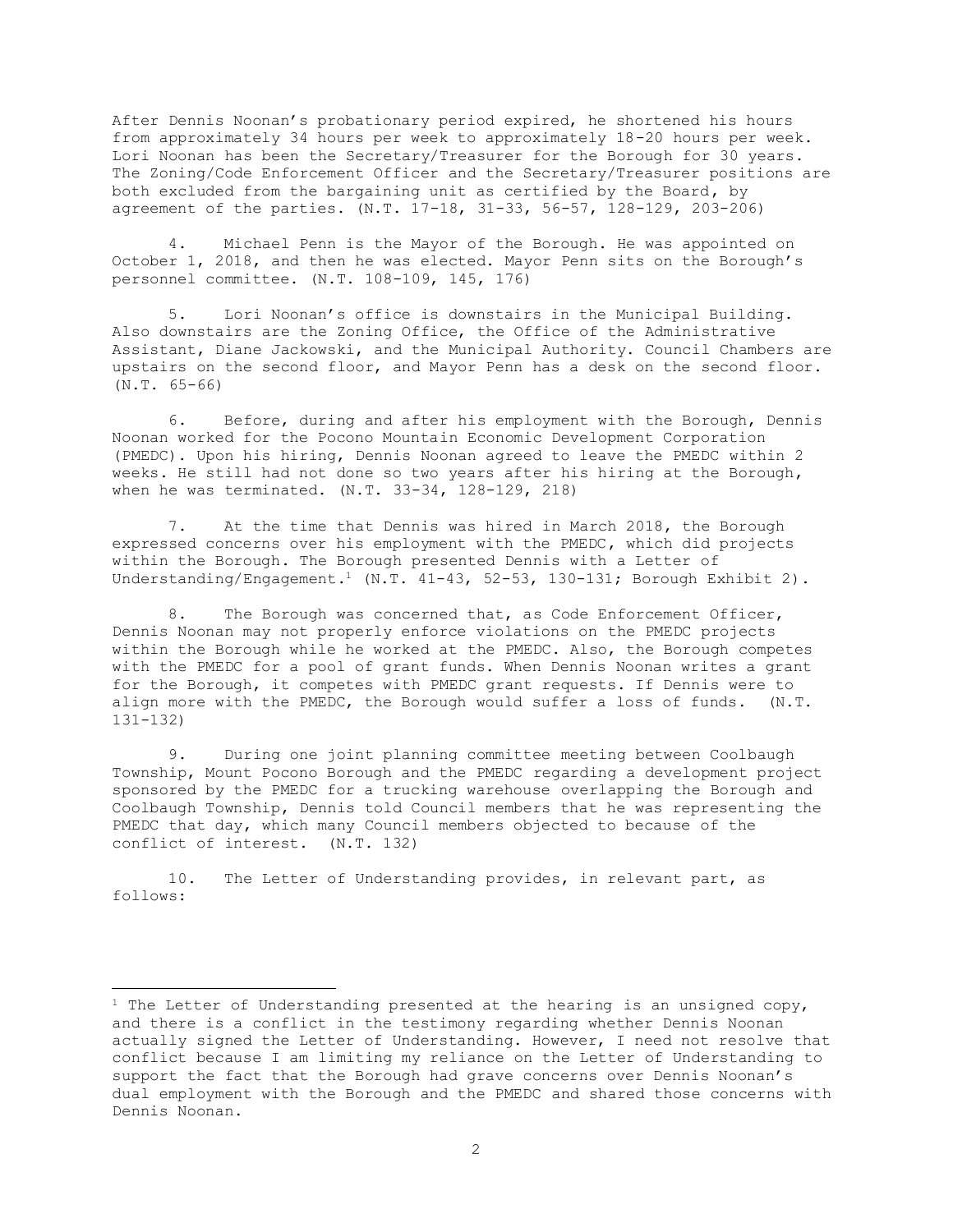After Dennis Noonan's probationary period expired, he shortened his hours from approximately 34 hours per week to approximately 18-20 hours per week. Lori Noonan has been the Secretary/Treasurer for the Borough for 30 years. The Zoning/Code Enforcement Officer and the Secretary/Treasurer positions are both excluded from the bargaining unit as certified by the Board, by agreement of the parties. (N.T. 17-18, 31-33, 56-57, 128-129, 203-206)

4. Michael Penn is the Mayor of the Borough. He was appointed on October 1, 2018, and then he was elected. Mayor Penn sits on the Borough's personnel committee. (N.T. 108-109, 145, 176)

5. Lori Noonan's office is downstairs in the Municipal Building. Also downstairs are the Zoning Office, the Office of the Administrative Assistant, Diane Jackowski, and the Municipal Authority. Council Chambers are upstairs on the second floor, and Mayor Penn has a desk on the second floor. (N.T. 65-66)

6. Before, during and after his employment with the Borough, Dennis Noonan worked for the Pocono Mountain Economic Development Corporation (PMEDC). Upon his hiring, Dennis Noonan agreed to leave the PMEDC within 2 weeks. He still had not done so two years after his hiring at the Borough, when he was terminated. (N.T. 33-34, 128-129, 218)

7. At the time that Dennis was hired in March 2018, the Borough expressed concerns over his employment with the PMEDC, which did projects within the Borough. The Borough presented Dennis with a Letter of Understanding/Engagement.[1] (N.T. 41-43, 52-53, 130-131; Borough Exhibit 2).

8. The Borough was concerned that, as Code Enforcement Officer, Dennis Noonan may not properly enforce violations on the PMEDC projects within the Borough while he worked at the PMEDC. Also, the Borough competes with the PMEDC for a pool of grant funds. When Dennis Noonan writes a grant for the Borough, it competes with PMEDC grant requests. If Dennis were to align more with the PMEDC, the Borough would suffer a loss of funds. (N.T. 131-132)

9. During one joint planning committee meeting between Coolbaugh Township, Mount Pocono Borough and the PMEDC regarding a development project sponsored by the PMEDC for a trucking warehouse overlapping the Borough and Coolbaugh Township, Dennis told Council members that he was representing the PMEDC that day, which many Council members objected to because of the conflict of interest. (N.T. 132)

10. The Letter of Understanding provides, in relevant part, as follows:

[1] The Letter of Understanding presented at the hearing is an unsigned copy, and there is a conflict in the testimony regarding whether Dennis Noonan actually signed the Letter of Understanding. However, I need not resolve that conflict because I am limiting my reliance on the Letter of Understanding to support the fact that the Borough had grave concerns over Dennis Noonan's dual employment with the Borough and the PMEDC and shared those concerns with Dennis Noonan.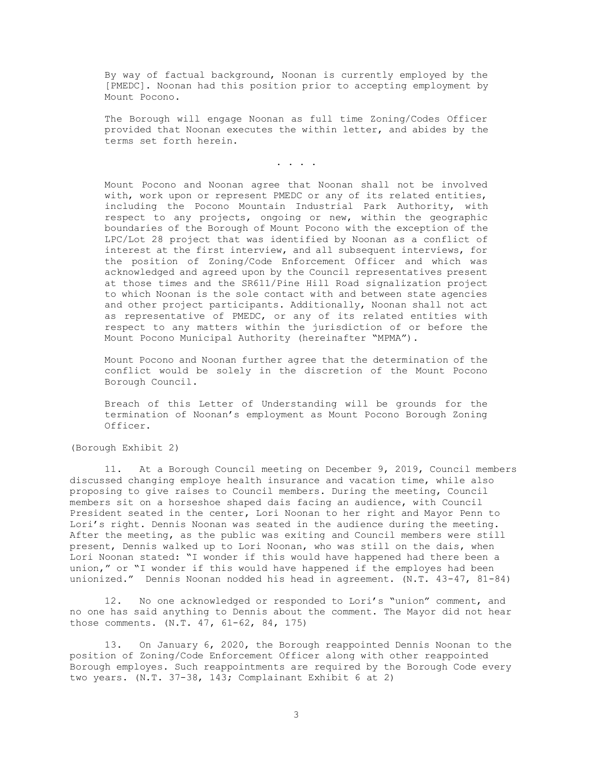> By way of factual background, Noonan is currently employed by the [PMEDC]. Noonan had this position prior to accepting employment by Mount Pocono.
>
> The Borough will engage Noonan as full time Zoning/Codes Officer provided that Noonan executes the within letter, and abides by the terms set forth herein.
>
> . . . .
>
> Mount Pocono and Noonan agree that Noonan shall not be involved with, work upon or represent PMEDC or any of its related entities, including the Pocono Mountain Industrial Park Authority, with respect to any projects, ongoing or new, within the geographic boundaries of the Borough of Mount Pocono with the exception of the LPC/Lot 28 project that was identified by Noonan as a conflict of interest at the first interview, and all subsequent interviews, for the position of Zoning/Code Enforcement Officer and which was acknowledged and agreed upon by the Council representatives present at those times and the SR611/Pine Hill Road signalization project to which Noonan is the sole contact with and between state agencies and other project participants. Additionally, Noonan shall not act as representative of PMEDC, or any of its related entities with respect to any matters within the jurisdiction of or before the Mount Pocono Municipal Authority (hereinafter "MPMA").
>
> Mount Pocono and Noonan further agree that the determination of the conflict would be solely in the discretion of the Mount Pocono Borough Council.
>
> Breach of this Letter of Understanding will be grounds for the termination of Noonan's employment as Mount Pocono Borough Zoning Officer.

(Borough Exhibit 2)

11. At a Borough Council meeting on December 9, 2019, Council members discussed changing employe health insurance and vacation time, while also proposing to give raises to Council members. During the meeting, Council members sit on a horseshoe shaped dais facing an audience, with Council President seated in the center, Lori Noonan to her right and Mayor Penn to Lori's right. Dennis Noonan was seated in the audience during the meeting. After the meeting, as the public was exiting and Council members were still present, Dennis walked up to Lori Noonan, who was still on the dais, when Lori Noonan stated: "I wonder if this would have happened had there been a union," or "I wonder if this would have happened if the employes had been unionized." Dennis Noonan nodded his head in agreement. (N.T. 43-47, 81-84)

12. No one acknowledged or responded to Lori's "union" comment, and no one has said anything to Dennis about the comment. The Mayor did not hear those comments. (N.T. 47, 61-62, 84, 175)

13. On January 6, 2020, the Borough reappointed Dennis Noonan to the position of Zoning/Code Enforcement Officer along with other reappointed Borough employes. Such reappointments are required by the Borough Code every two years. (N.T. 37-38, 143; Complainant Exhibit 6 at 2)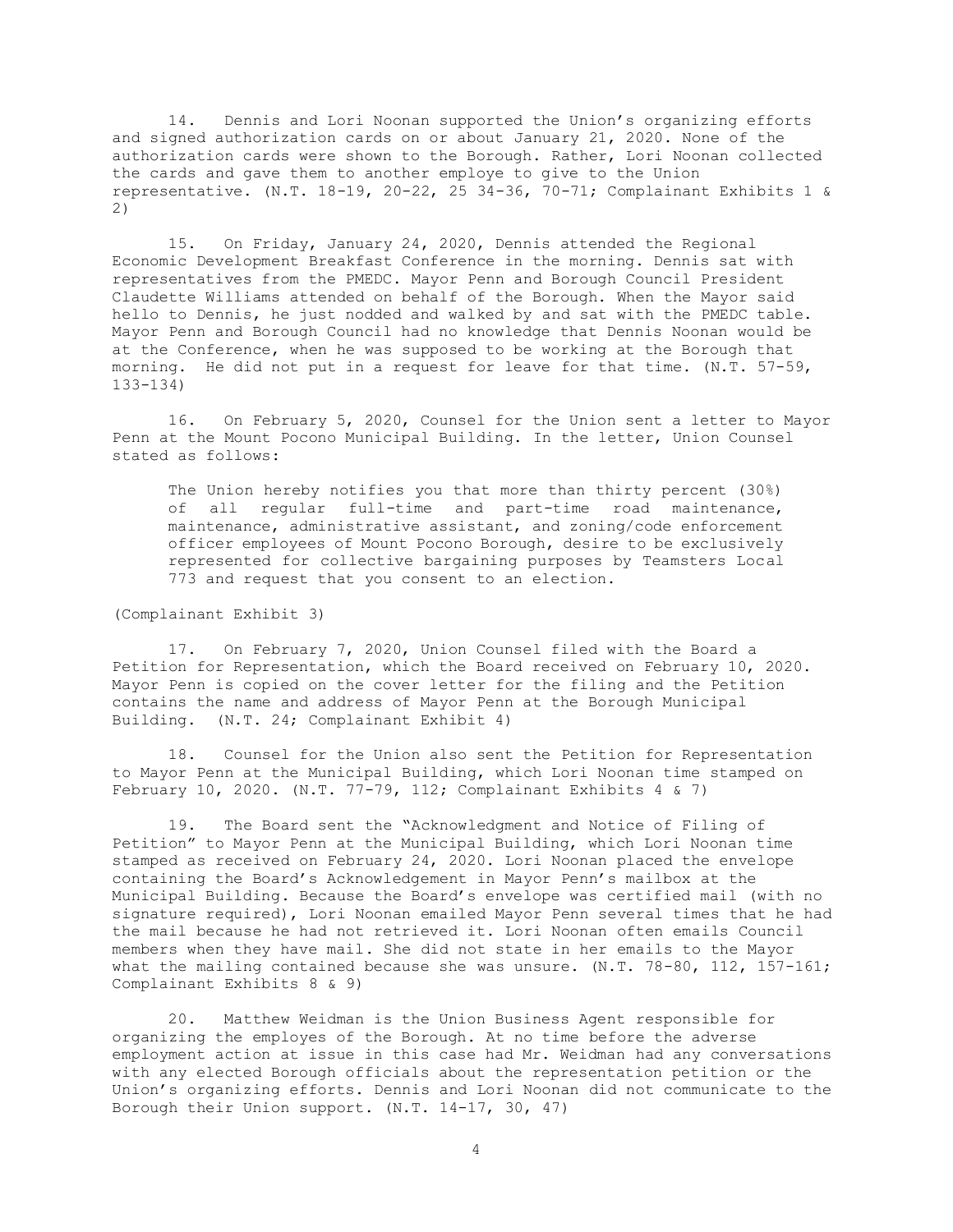14. Dennis and Lori Noonan supported the Union's organizing efforts and signed authorization cards on or about January 21, 2020. None of the authorization cards were shown to the Borough. Rather, Lori Noonan collected the cards and gave them to another employe to give to the Union representative. (N.T. 18-19, 20-22, 25 34-36, 70-71; Complainant Exhibits 1 & 2)

15. On Friday, January 24, 2020, Dennis attended the Regional Economic Development Breakfast Conference in the morning. Dennis sat with representatives from the PMEDC. Mayor Penn and Borough Council President Claudette Williams attended on behalf of the Borough. When the Mayor said hello to Dennis, he just nodded and walked by and sat with the PMEDC table. Mayor Penn and Borough Council had no knowledge that Dennis Noonan would be at the Conference, when he was supposed to be working at the Borough that morning. He did not put in a request for leave for that time. (N.T. 57-59, 133-134)

16. On February 5, 2020, Counsel for the Union sent a letter to Mayor Penn at the Mount Pocono Municipal Building. In the letter, Union Counsel stated as follows:

> The Union hereby notifies you that more than thirty percent (30%) of all regular full-time and part-time road maintenance, maintenance, administrative assistant, and zoning/code enforcement officer employees of Mount Pocono Borough, desire to be exclusively represented for collective bargaining purposes by Teamsters Local 773 and request that you consent to an election.

(Complainant Exhibit 3)

17. On February 7, 2020, Union Counsel filed with the Board a Petition for Representation, which the Board received on February 10, 2020. Mayor Penn is copied on the cover letter for the filing and the Petition contains the name and address of Mayor Penn at the Borough Municipal Building. (N.T. 24; Complainant Exhibit 4)

18. Counsel for the Union also sent the Petition for Representation to Mayor Penn at the Municipal Building, which Lori Noonan time stamped on February 10, 2020. (N.T. 77-79, 112; Complainant Exhibits 4 & 7)

19. The Board sent the "Acknowledgment and Notice of Filing of Petition" to Mayor Penn at the Municipal Building, which Lori Noonan time stamped as received on February 24, 2020. Lori Noonan placed the envelope containing the Board's Acknowledgement in Mayor Penn's mailbox at the Municipal Building. Because the Board's envelope was certified mail (with no signature required), Lori Noonan emailed Mayor Penn several times that he had the mail because he had not retrieved it. Lori Noonan often emails Council members when they have mail. She did not state in her emails to the Mayor what the mailing contained because she was unsure. (N.T. 78-80, 112, 157-161; Complainant Exhibits 8 & 9)

20. Matthew Weidman is the Union Business Agent responsible for organizing the employes of the Borough. At no time before the adverse employment action at issue in this case had Mr. Weidman had any conversations with any elected Borough officials about the representation petition or the Union's organizing efforts. Dennis and Lori Noonan did not communicate to the Borough their Union support. (N.T. 14-17, 30, 47)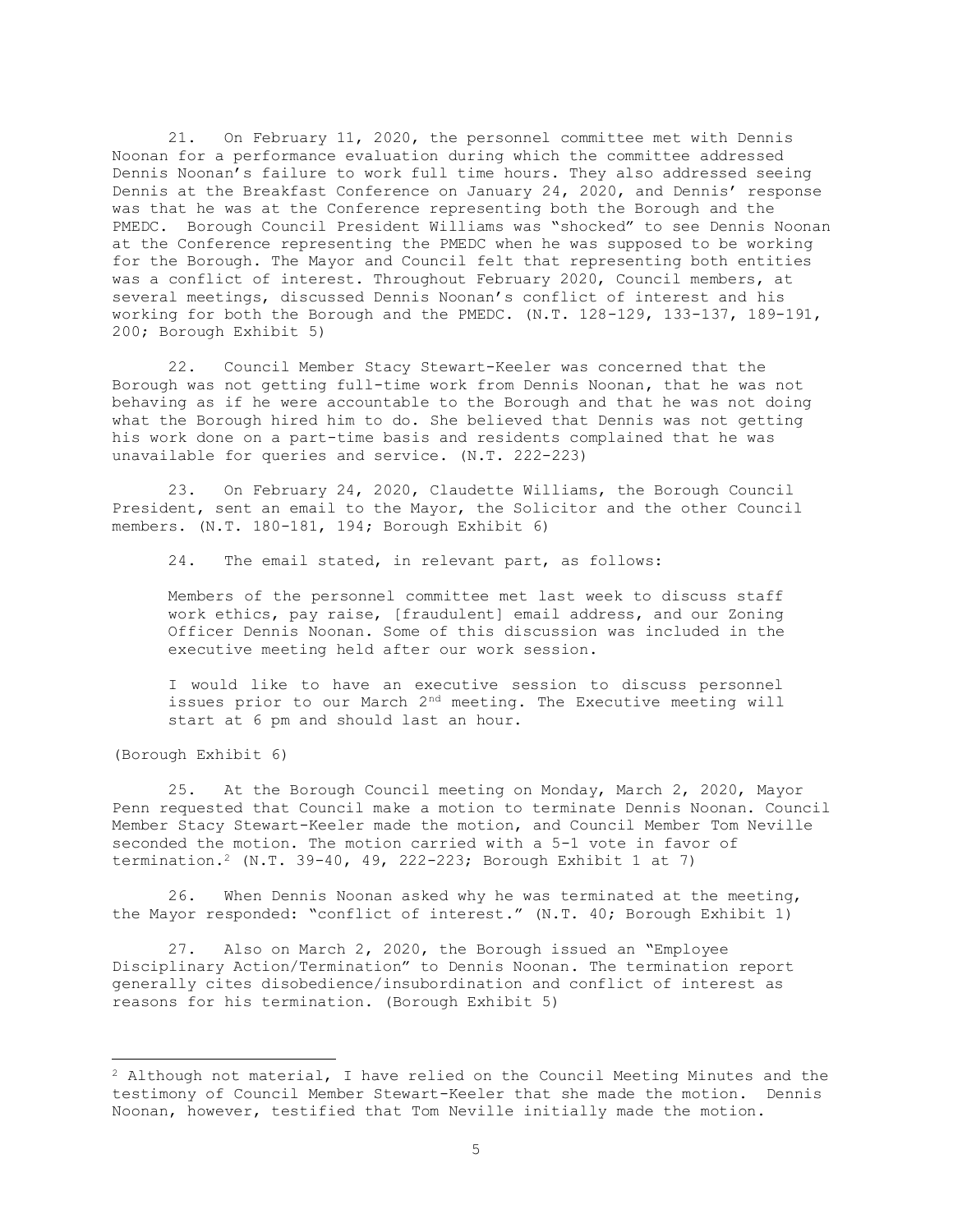21. On February 11, 2020, the personnel committee met with Dennis Noonan for a performance evaluation during which the committee addressed Dennis Noonan's failure to work full time hours. They also addressed seeing Dennis at the Breakfast Conference on January 24, 2020, and Dennis' response was that he was at the Conference representing both the Borough and the PMEDC. Borough Council President Williams was "shocked" to see Dennis Noonan at the Conference representing the PMEDC when he was supposed to be working for the Borough. The Mayor and Council felt that representing both entities was a conflict of interest. Throughout February 2020, Council members, at several meetings, discussed Dennis Noonan's conflict of interest and his working for both the Borough and the PMEDC. (N.T. 128-129, 133-137, 189-191, 200; Borough Exhibit 5)

22. Council Member Stacy Stewart-Keeler was concerned that the Borough was not getting full-time work from Dennis Noonan, that he was not behaving as if he were accountable to the Borough and that he was not doing what the Borough hired him to do. She believed that Dennis was not getting his work done on a part-time basis and residents complained that he was unavailable for queries and service. (N.T. 222-223)

23. On February 24, 2020, Claudette Williams, the Borough Council President, sent an email to the Mayor, the Solicitor and the other Council members. (N.T. 180-181, 194; Borough Exhibit 6)

24. The email stated, in relevant part, as follows:

> Members of the personnel committee met last week to discuss staff work ethics, pay raise, [fraudulent] email address, and our Zoning Officer Dennis Noonan. Some of this discussion was included in the executive meeting held after our work session.
>
> I would like to have an executive session to discuss personnel issues prior to our March 2nd meeting. The Executive meeting will start at 6 pm and should last an hour.

(Borough Exhibit 6)

25. At the Borough Council meeting on Monday, March 2, 2020, Mayor Penn requested that Council make a motion to terminate Dennis Noonan. Council Member Stacy Stewart-Keeler made the motion, and Council Member Tom Neville seconded the motion. The motion carried with a 5-1 vote in favor of termination.[2] (N.T. 39-40, 49, 222-223; Borough Exhibit 1 at 7)

26. When Dennis Noonan asked why he was terminated at the meeting, the Mayor responded: "conflict of interest." (N.T. 40; Borough Exhibit 1)

27. Also on March 2, 2020, the Borough issued an "Employee Disciplinary Action/Termination" to Dennis Noonan. The termination report generally cites disobedience/insubordination and conflict of interest as reasons for his termination. (Borough Exhibit 5)

---

[2] Although not material, I have relied on the Council Meeting Minutes and the testimony of Council Member Stewart-Keeler that she made the motion. Dennis Noonan, however, testified that Tom Neville initially made the motion.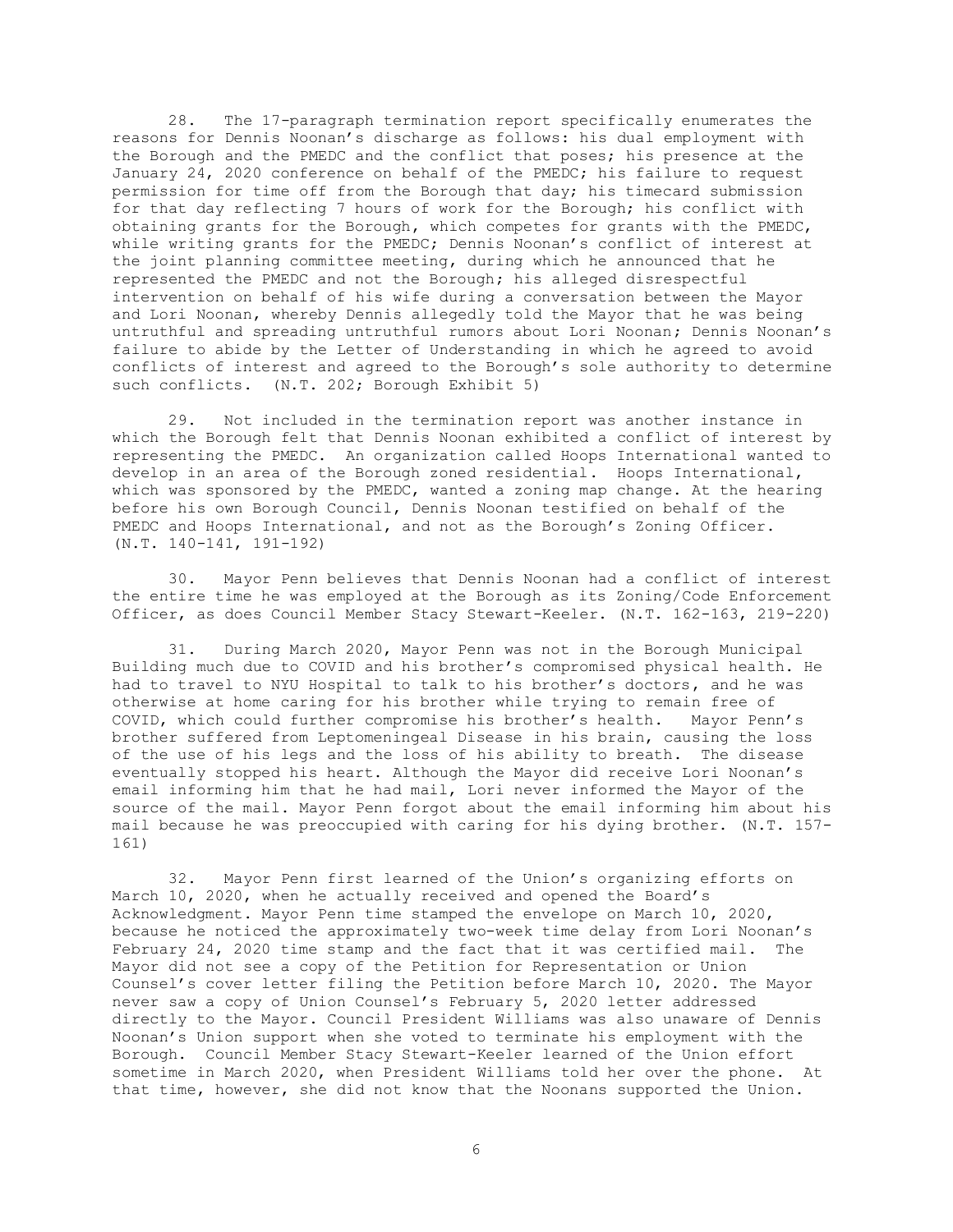28. The 17-paragraph termination report specifically enumerates the reasons for Dennis Noonan's discharge as follows: his dual employment with the Borough and the PMEDC and the conflict that poses; his presence at the January 24, 2020 conference on behalf of the PMEDC; his failure to request permission for time off from the Borough that day; his timecard submission for that day reflecting 7 hours of work for the Borough; his conflict with obtaining grants for the Borough, which competes for grants with the PMEDC, while writing grants for the PMEDC; Dennis Noonan's conflict of interest at the joint planning committee meeting, during which he announced that he represented the PMEDC and not the Borough; his alleged disrespectful intervention on behalf of his wife during a conversation between the Mayor and Lori Noonan, whereby Dennis allegedly told the Mayor that he was being untruthful and spreading untruthful rumors about Lori Noonan; Dennis Noonan's failure to abide by the Letter of Understanding in which he agreed to avoid conflicts of interest and agreed to the Borough's sole authority to determine such conflicts. (N.T. 202; Borough Exhibit 5)

29. Not included in the termination report was another instance in which the Borough felt that Dennis Noonan exhibited a conflict of interest by representing the PMEDC. An organization called Hoops International wanted to develop in an area of the Borough zoned residential. Hoops International, which was sponsored by the PMEDC, wanted a zoning map change. At the hearing before his own Borough Council, Dennis Noonan testified on behalf of the PMEDC and Hoops International, and not as the Borough's Zoning Officer. (N.T. 140-141, 191-192)

30. Mayor Penn believes that Dennis Noonan had a conflict of interest the entire time he was employed at the Borough as its Zoning/Code Enforcement Officer, as does Council Member Stacy Stewart-Keeler. (N.T. 162-163, 219-220)

31. During March 2020, Mayor Penn was not in the Borough Municipal Building much due to COVID and his brother's compromised physical health. He had to travel to NYU Hospital to talk to his brother's doctors, and he was otherwise at home caring for his brother while trying to remain free of COVID, which could further compromise his brother's health. Mayor Penn's brother suffered from Leptomeningeal Disease in his brain, causing the loss of the use of his legs and the loss of his ability to breath. The disease eventually stopped his heart. Although the Mayor did receive Lori Noonan's email informing him that he had mail, Lori never informed the Mayor of the source of the mail. Mayor Penn forgot about the email informing him about his mail because he was preoccupied with caring for his dying brother. (N.T. 157-161)

32. Mayor Penn first learned of the Union's organizing efforts on March 10, 2020, when he actually received and opened the Board's Acknowledgment. Mayor Penn time stamped the envelope on March 10, 2020, because he noticed the approximately two-week time delay from Lori Noonan's February 24, 2020 time stamp and the fact that it was certified mail. The Mayor did not see a copy of the Petition for Representation or Union Counsel's cover letter filing the Petition before March 10, 2020. The Mayor never saw a copy of Union Counsel's February 5, 2020 letter addressed directly to the Mayor. Council President Williams was also unaware of Dennis Noonan's Union support when she voted to terminate his employment with the Borough. Council Member Stacy Stewart-Keeler learned of the Union effort sometime in March 2020, when President Williams told her over the phone. At that time, however, she did not know that the Noonans supported the Union.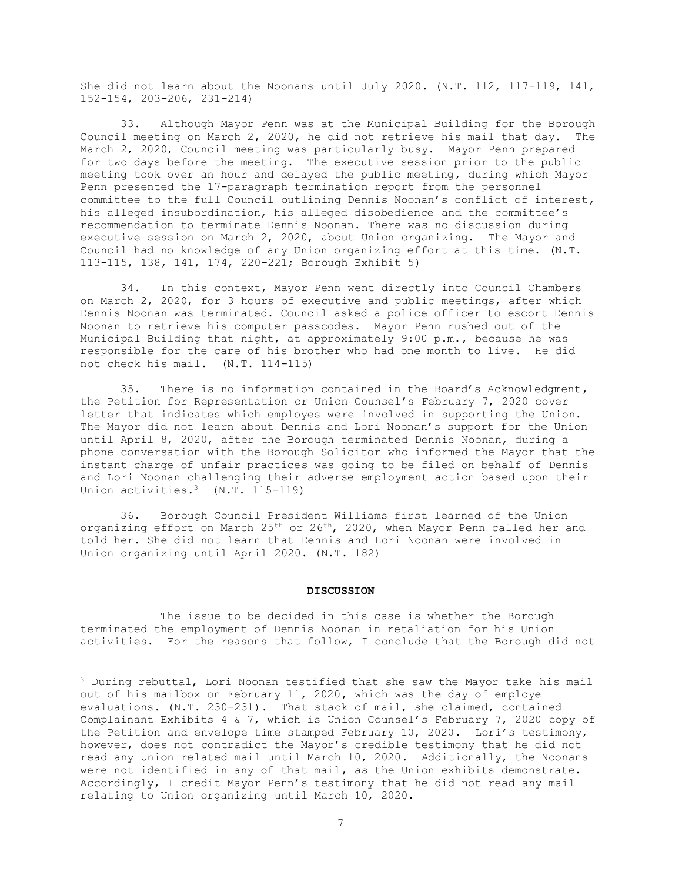She did not learn about the Noonans until July 2020. (N.T. 112, 117-119, 141, 152-154, 203-206, 231-214)

33. Although Mayor Penn was at the Municipal Building for the Borough Council meeting on March 2, 2020, he did not retrieve his mail that day. The March 2, 2020, Council meeting was particularly busy. Mayor Penn prepared for two days before the meeting. The executive session prior to the public meeting took over an hour and delayed the public meeting, during which Mayor Penn presented the 17-paragraph termination report from the personnel committee to the full Council outlining Dennis Noonan's conflict of interest, his alleged insubordination, his alleged disobedience and the committee's recommendation to terminate Dennis Noonan. There was no discussion during executive session on March 2, 2020, about Union organizing. The Mayor and Council had no knowledge of any Union organizing effort at this time. (N.T. 113-115, 138, 141, 174, 220-221; Borough Exhibit 5)

34. In this context, Mayor Penn went directly into Council Chambers on March 2, 2020, for 3 hours of executive and public meetings, after which Dennis Noonan was terminated. Council asked a police officer to escort Dennis Noonan to retrieve his computer passcodes. Mayor Penn rushed out of the Municipal Building that night, at approximately 9:00 p.m., because he was responsible for the care of his brother who had one month to live. He did not check his mail. (N.T. 114-115)

35. There is no information contained in the Board's Acknowledgment, the Petition for Representation or Union Counsel's February 7, 2020 cover letter that indicates which employes were involved in supporting the Union. The Mayor did not learn about Dennis and Lori Noonan's support for the Union until April 8, 2020, after the Borough terminated Dennis Noonan, during a phone conversation with the Borough Solicitor who informed the Mayor that the instant charge of unfair practices was going to be filed on behalf of Dennis and Lori Noonan challenging their adverse employment action based upon their Union activities.[3] (N.T. 115-119)

36. Borough Council President Williams first learned of the Union organizing effort on March 25th or 26th, 2020, when Mayor Penn called her and told her. She did not learn that Dennis and Lori Noonan were involved in Union organizing until April 2020. (N.T. 182)

## DISCUSSION

The issue to be decided in this case is whether the Borough terminated the employment of Dennis Noonan in retaliation for his Union activities. For the reasons that follow, I conclude that the Borough did not

---

[3] During rebuttal, Lori Noonan testified that she saw the Mayor take his mail out of his mailbox on February 11, 2020, which was the day of employe evaluations. (N.T. 230-231). That stack of mail, she claimed, contained Complainant Exhibits 4 & 7, which is Union Counsel's February 7, 2020 copy of the Petition and envelope time stamped February 10, 2020. Lori's testimony, however, does not contradict the Mayor's credible testimony that he did not read any Union related mail until March 10, 2020. Additionally, the Noonans were not identified in any of that mail, as the Union exhibits demonstrate. Accordingly, I credit Mayor Penn's testimony that he did not read any mail relating to Union organizing until March 10, 2020.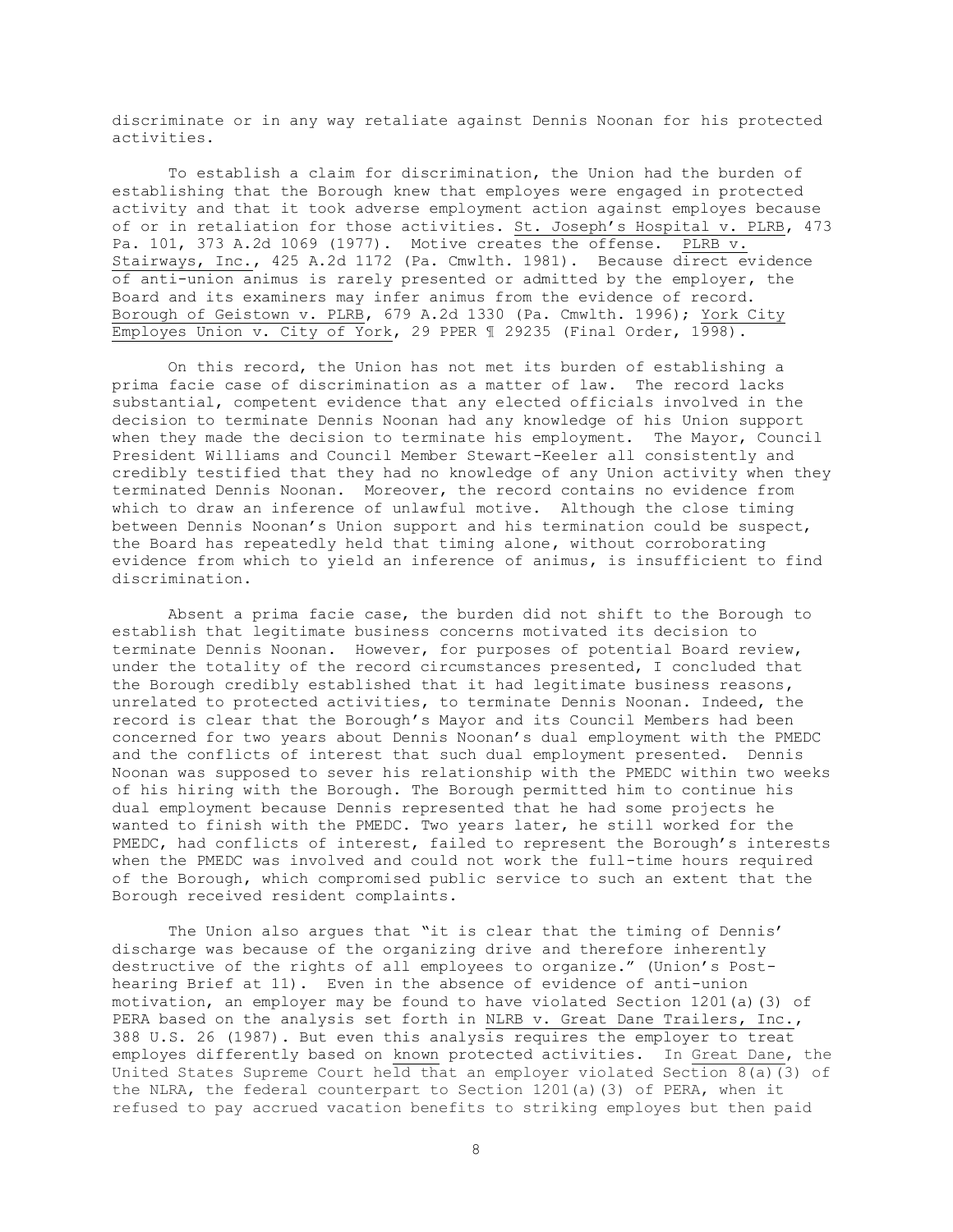discriminate or in any way retaliate against Dennis Noonan for his protected activities.

To establish a claim for discrimination, the Union had the burden of establishing that the Borough knew that employes were engaged in protected activity and that it took adverse employment action against employes because of or in retaliation for those activities. St. Joseph's Hospital v. PLRB, 473 Pa. 101, 373 A.2d 1069 (1977). Motive creates the offense. PLRB v. Stairways, Inc., 425 A.2d 1172 (Pa. Cmwlth. 1981). Because direct evidence of anti-union animus is rarely presented or admitted by the employer, the Board and its examiners may infer animus from the evidence of record. Borough of Geistown v. PLRB, 679 A.2d 1330 (Pa. Cmwlth. 1996); York City Employes Union v. City of York, 29 PPER ¶ 29235 (Final Order, 1998).

On this record, the Union has not met its burden of establishing a prima facie case of discrimination as a matter of law. The record lacks substantial, competent evidence that any elected officials involved in the decision to terminate Dennis Noonan had any knowledge of his Union support when they made the decision to terminate his employment. The Mayor, Council President Williams and Council Member Stewart-Keeler all consistently and credibly testified that they had no knowledge of any Union activity when they terminated Dennis Noonan. Moreover, the record contains no evidence from which to draw an inference of unlawful motive. Although the close timing between Dennis Noonan's Union support and his termination could be suspect, the Board has repeatedly held that timing alone, without corroborating evidence from which to yield an inference of animus, is insufficient to find discrimination.

Absent a prima facie case, the burden did not shift to the Borough to establish that legitimate business concerns motivated its decision to terminate Dennis Noonan. However, for purposes of potential Board review, under the totality of the record circumstances presented, I concluded that the Borough credibly established that it had legitimate business reasons, unrelated to protected activities, to terminate Dennis Noonan. Indeed, the record is clear that the Borough's Mayor and its Council Members had been concerned for two years about Dennis Noonan's dual employment with the PMEDC and the conflicts of interest that such dual employment presented. Dennis Noonan was supposed to sever his relationship with the PMEDC within two weeks of his hiring with the Borough. The Borough permitted him to continue his dual employment because Dennis represented that he had some projects he wanted to finish with the PMEDC. Two years later, he still worked for the PMEDC, had conflicts of interest, failed to represent the Borough's interests when the PMEDC was involved and could not work the full-time hours required of the Borough, which compromised public service to such an extent that the Borough received resident complaints.

The Union also argues that "it is clear that the timing of Dennis' discharge was because of the organizing drive and therefore inherently destructive of the rights of all employees to organize." (Union's Post-hearing Brief at 11). Even in the absence of evidence of anti-union motivation, an employer may be found to have violated Section 1201(a)(3) of PERA based on the analysis set forth in NLRB v. Great Dane Trailers, Inc., 388 U.S. 26 (1987). But even this analysis requires the employer to treat employes differently based on known protected activities. In Great Dane, the United States Supreme Court held that an employer violated Section 8(a)(3) of the NLRA, the federal counterpart to Section 1201(a)(3) of PERA, when it refused to pay accrued vacation benefits to striking employes but then paid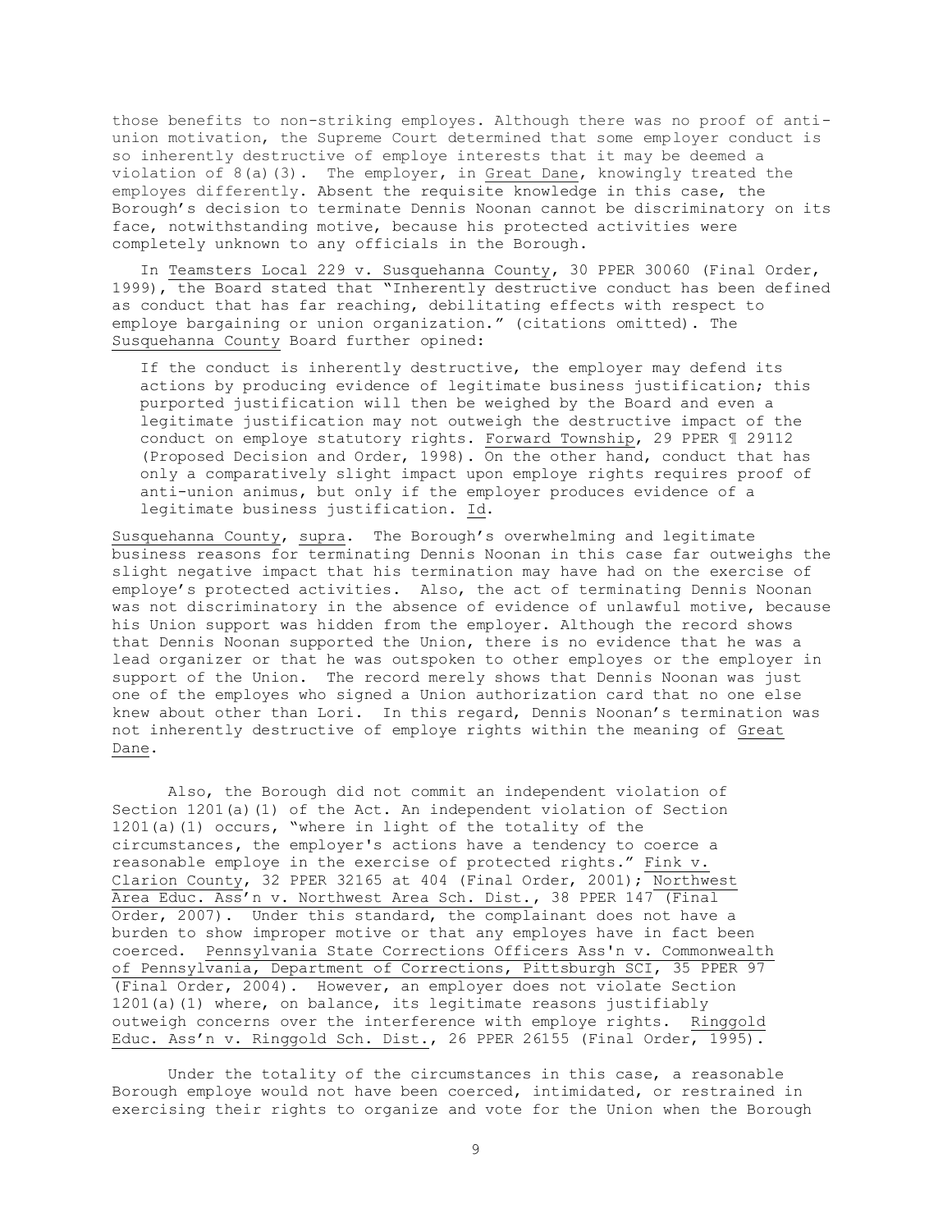those benefits to non-striking employes. Although there was no proof of anti-union motivation, the Supreme Court determined that some employer conduct is so inherently destructive of employe interests that it may be deemed a violation of 8(a)(3). The employer, in Great Dane, knowingly treated the employes differently. Absent the requisite knowledge in this case, the Borough's decision to terminate Dennis Noonan cannot be discriminatory on its face, notwithstanding motive, because his protected activities were completely unknown to any officials in the Borough.

In Teamsters Local 229 v. Susquehanna County, 30 PPER 30060 (Final Order, 1999), the Board stated that "Inherently destructive conduct has been defined as conduct that has far reaching, debilitating effects with respect to employe bargaining or union organization." (citations omitted). The Susquehanna County Board further opined:

> If the conduct is inherently destructive, the employer may defend its actions by producing evidence of legitimate business justification; this purported justification will then be weighed by the Board and even a legitimate justification may not outweigh the destructive impact of the conduct on employe statutory rights. Forward Township, 29 PPER ¶ 29112 (Proposed Decision and Order, 1998). On the other hand, conduct that has only a comparatively slight impact upon employe rights requires proof of anti-union animus, but only if the employer produces evidence of a legitimate business justification. Id.

Susquehanna County, supra. The Borough's overwhelming and legitimate business reasons for terminating Dennis Noonan in this case far outweighs the slight negative impact that his termination may have had on the exercise of employe's protected activities. Also, the act of terminating Dennis Noonan was not discriminatory in the absence of evidence of unlawful motive, because his Union support was hidden from the employer. Although the record shows that Dennis Noonan supported the Union, there is no evidence that he was a lead organizer or that he was outspoken to other employes or the employer in support of the Union. The record merely shows that Dennis Noonan was just one of the employes who signed a Union authorization card that no one else knew about other than Lori. In this regard, Dennis Noonan's termination was not inherently destructive of employe rights within the meaning of Great Dane.

Also, the Borough did not commit an independent violation of Section 1201(a)(1) of the Act. An independent violation of Section 1201(a)(1) occurs, "where in light of the totality of the circumstances, the employer's actions have a tendency to coerce a reasonable employe in the exercise of protected rights." Fink v. Clarion County, 32 PPER 32165 at 404 (Final Order, 2001); Northwest Area Educ. Ass'n v. Northwest Area Sch. Dist., 38 PPER 147 (Final Order, 2007). Under this standard, the complainant does not have a burden to show improper motive or that any employes have in fact been coerced. Pennsylvania State Corrections Officers Ass'n v. Commonwealth of Pennsylvania, Department of Corrections, Pittsburgh SCI, 35 PPER 97 (Final Order, 2004). However, an employer does not violate Section 1201(a)(1) where, on balance, its legitimate reasons justifiably outweigh concerns over the interference with employe rights. Ringgold Educ. Ass'n v. Ringgold Sch. Dist., 26 PPER 26155 (Final Order, 1995).

Under the totality of the circumstances in this case, a reasonable Borough employe would not have been coerced, intimidated, or restrained in exercising their rights to organize and vote for the Union when the Borough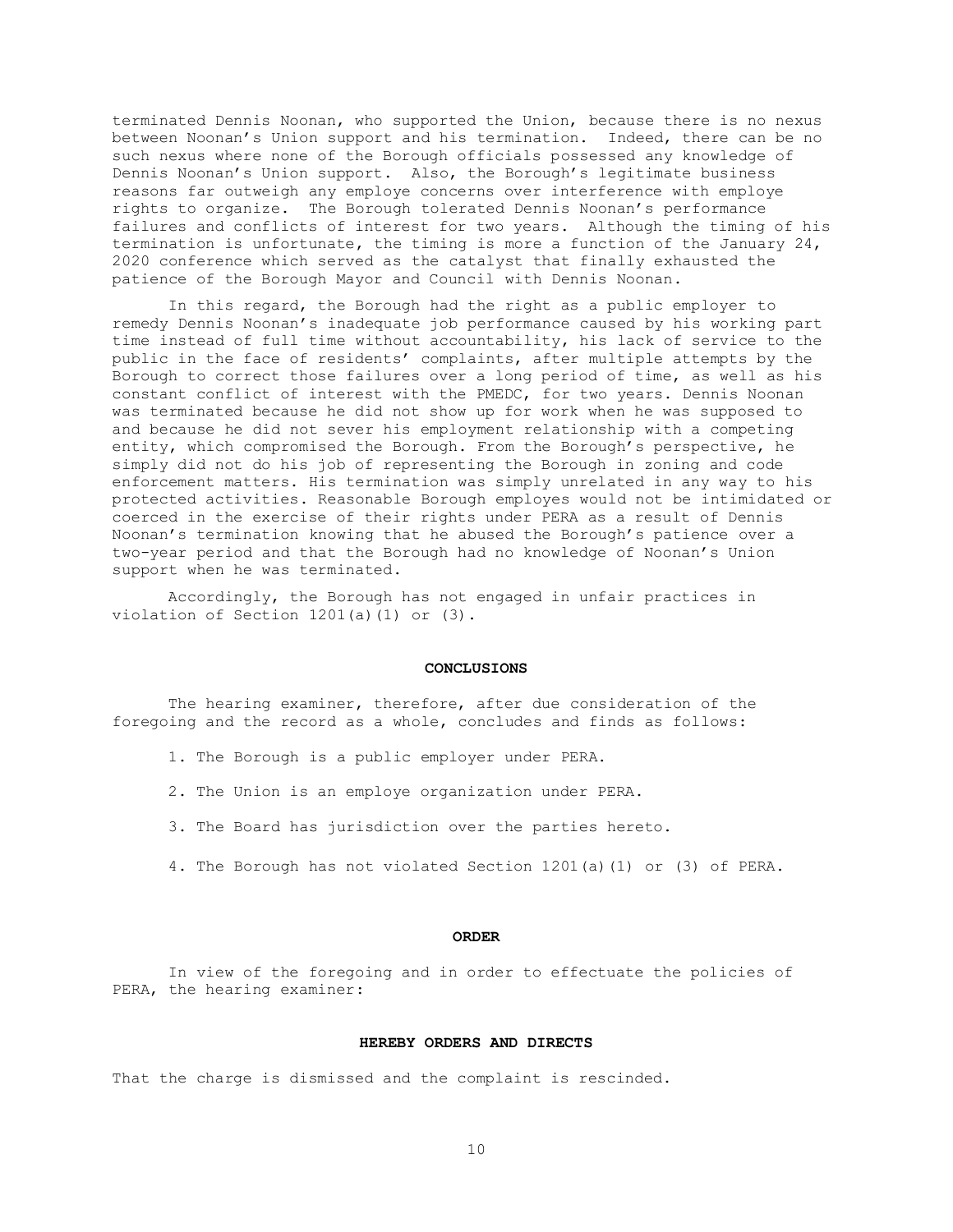terminated Dennis Noonan, who supported the Union, because there is no nexus between Noonan's Union support and his termination. Indeed, there can be no such nexus where none of the Borough officials possessed any knowledge of Dennis Noonan's Union support. Also, the Borough's legitimate business reasons far outweigh any employe concerns over interference with employe rights to organize. The Borough tolerated Dennis Noonan's performance failures and conflicts of interest for two years. Although the timing of his termination is unfortunate, the timing is more a function of the January 24, 2020 conference which served as the catalyst that finally exhausted the patience of the Borough Mayor and Council with Dennis Noonan.

In this regard, the Borough had the right as a public employer to remedy Dennis Noonan's inadequate job performance caused by his working part time instead of full time without accountability, his lack of service to the public in the face of residents' complaints, after multiple attempts by the Borough to correct those failures over a long period of time, as well as his constant conflict of interest with the PMEDC, for two years. Dennis Noonan was terminated because he did not show up for work when he was supposed to and because he did not sever his employment relationship with a competing entity, which compromised the Borough. From the Borough's perspective, he simply did not do his job of representing the Borough in zoning and code enforcement matters. His termination was simply unrelated in any way to his protected activities. Reasonable Borough employes would not be intimidated or coerced in the exercise of their rights under PERA as a result of Dennis Noonan's termination knowing that he abused the Borough's patience over a two-year period and that the Borough had no knowledge of Noonan's Union support when he was terminated.

Accordingly, the Borough has not engaged in unfair practices in violation of Section 1201(a)(1) or (3).

## CONCLUSIONS

The hearing examiner, therefore, after due consideration of the foregoing and the record as a whole, concludes and finds as follows:

1. The Borough is a public employer under PERA.

2. The Union is an employe organization under PERA.

3. The Board has jurisdiction over the parties hereto.

4. The Borough has not violated Section 1201(a)(1) or (3) of PERA.

## ORDER

In view of the foregoing and in order to effectuate the policies of PERA, the hearing examiner:

### HEREBY ORDERS AND DIRECTS

That the charge is dismissed and the complaint is rescinded.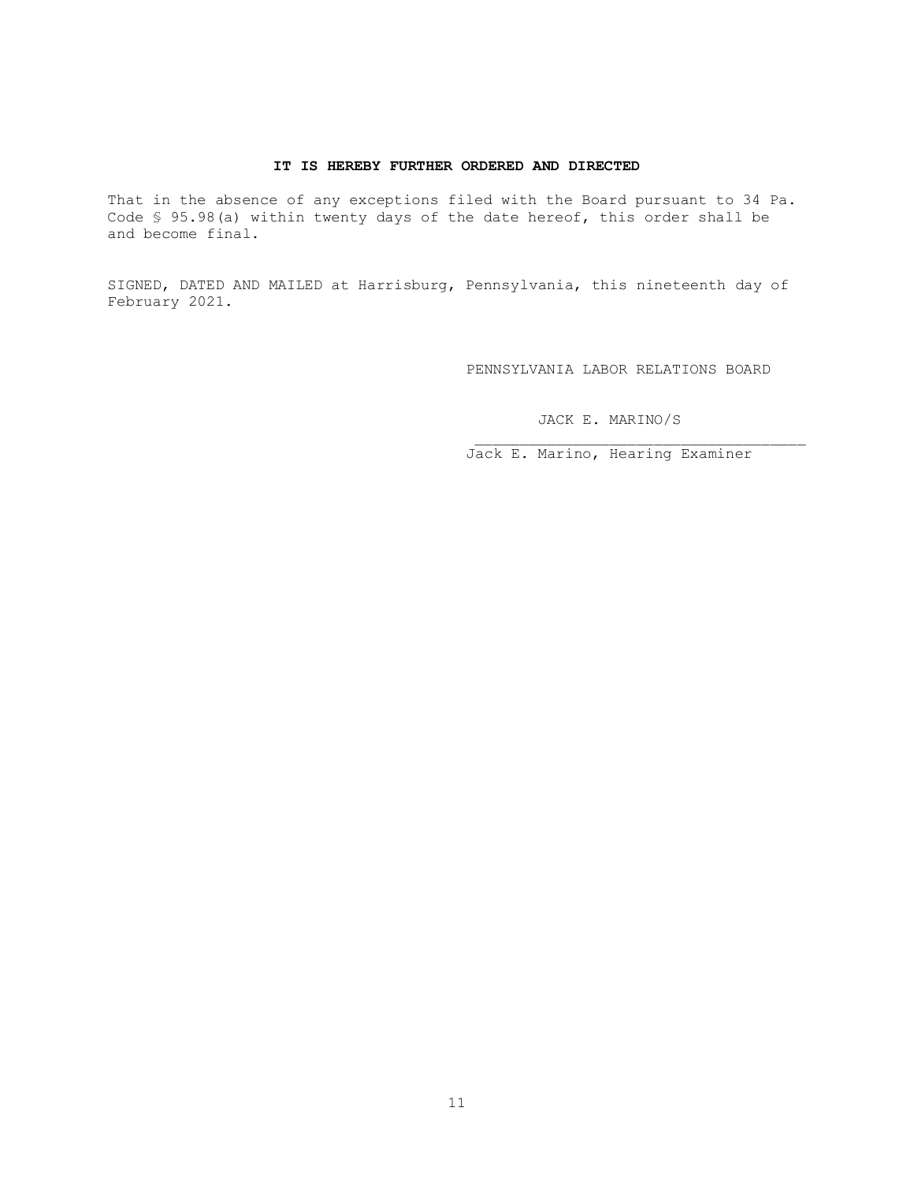**IT IS HEREBY FURTHER ORDERED AND DIRECTED**

That in the absence of any exceptions filed with the Board pursuant to 34 Pa. Code § 95.98(a) within twenty days of the date hereof, this order shall be and become final.

SIGNED, DATED AND MAILED at Harrisburg, Pennsylvania, this nineteenth day of February 2021.

PENNSYLVANIA LABOR RELATIONS BOARD

JACK E. MARINO/S

Jack E. Marino, Hearing Examiner